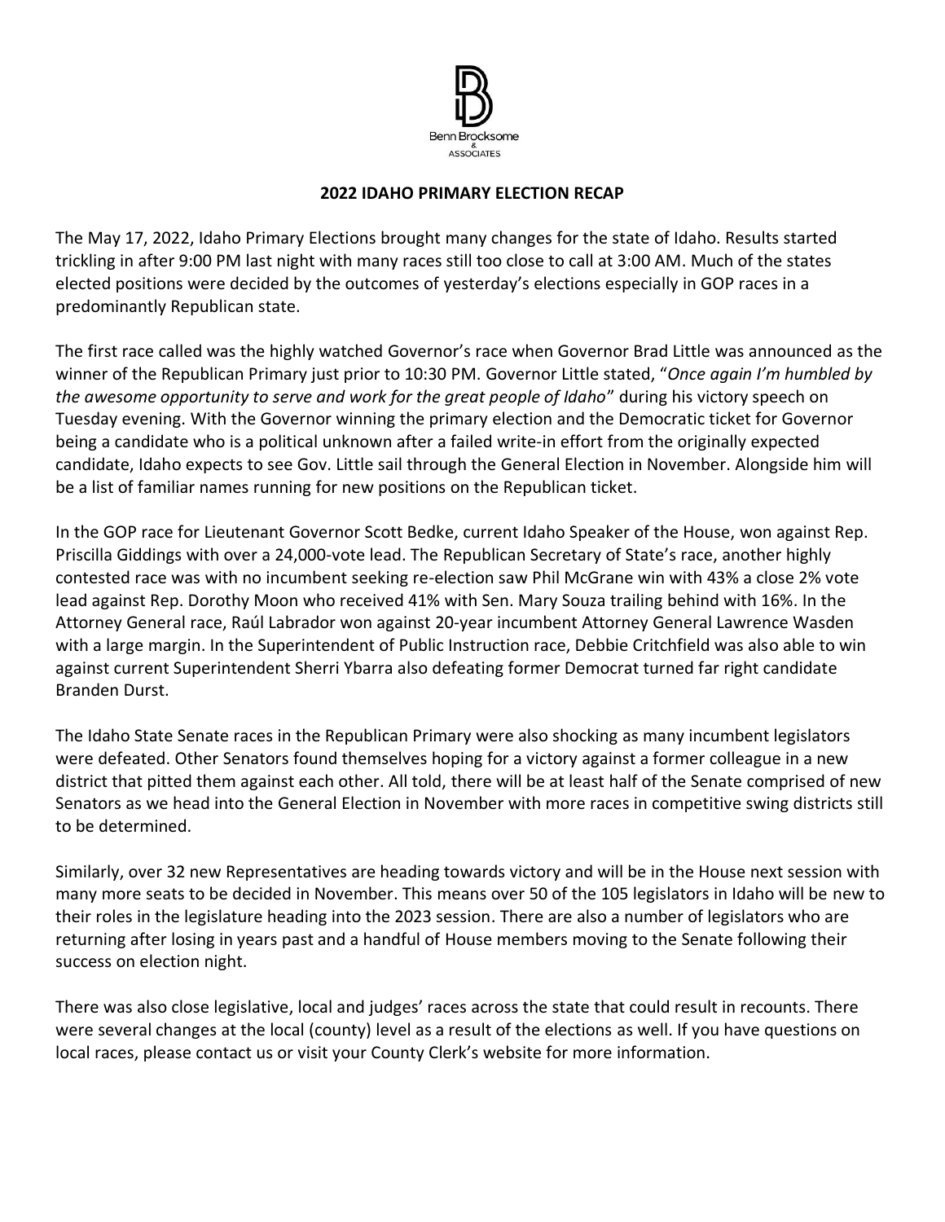Benn Brocksome & ASSOCIATES

## 2022 IDAHO PRIMARY ELECTION RECAP

The May 17, 2022, Idaho Primary Elections brought many changes for the state of Idaho. Results started trickling in after 9:00 PM last night with many races still too close to call at 3:00 AM. Much of the states elected positions were decided by the outcomes of yesterday's elections especially in GOP races in a predominantly Republican state.

The first race called was the highly watched Governor's race when Governor Brad Little was announced as the winner of the Republican Primary just prior to 10:30 PM. Governor Little stated, "*Once again I'm humbled by the awesome opportunity to serve and work for the great people of Idaho*" during his victory speech on Tuesday evening. With the Governor winning the primary election and the Democratic ticket for Governor being a candidate who is a political unknown after a failed write-in effort from the originally expected candidate, Idaho expects to see Gov. Little sail through the General Election in November. Alongside him will be a list of familiar names running for new positions on the Republican ticket.

In the GOP race for Lieutenant Governor Scott Bedke, current Idaho Speaker of the House, won against Rep. Priscilla Giddings with over a 24,000-vote lead. The Republican Secretary of State's race, another highly contested race was with no incumbent seeking re-election saw Phil McGrane win with 43% a close 2% vote lead against Rep. Dorothy Moon who received 41% with Sen. Mary Souza trailing behind with 16%. In the Attorney General race, Raúl Labrador won against 20-year incumbent Attorney General Lawrence Wasden with a large margin. In the Superintendent of Public Instruction race, Debbie Critchfield was also able to win against current Superintendent Sherri Ybarra also defeating former Democrat turned far right candidate Branden Durst.

The Idaho State Senate races in the Republican Primary were also shocking as many incumbent legislators were defeated. Other Senators found themselves hoping for a victory against a former colleague in a new district that pitted them against each other. All told, there will be at least half of the Senate comprised of new Senators as we head into the General Election in November with more races in competitive swing districts still to be determined.

Similarly, over 32 new Representatives are heading towards victory and will be in the House next session with many more seats to be decided in November. This means over 50 of the 105 legislators in Idaho will be new to their roles in the legislature heading into the 2023 session. There are also a number of legislators who are returning after losing in years past and a handful of House members moving to the Senate following their success on election night.

There was also close legislative, local and judges' races across the state that could result in recounts. There were several changes at the local (county) level as a result of the elections as well. If you have questions on local races, please contact us or visit your County Clerk's website for more information.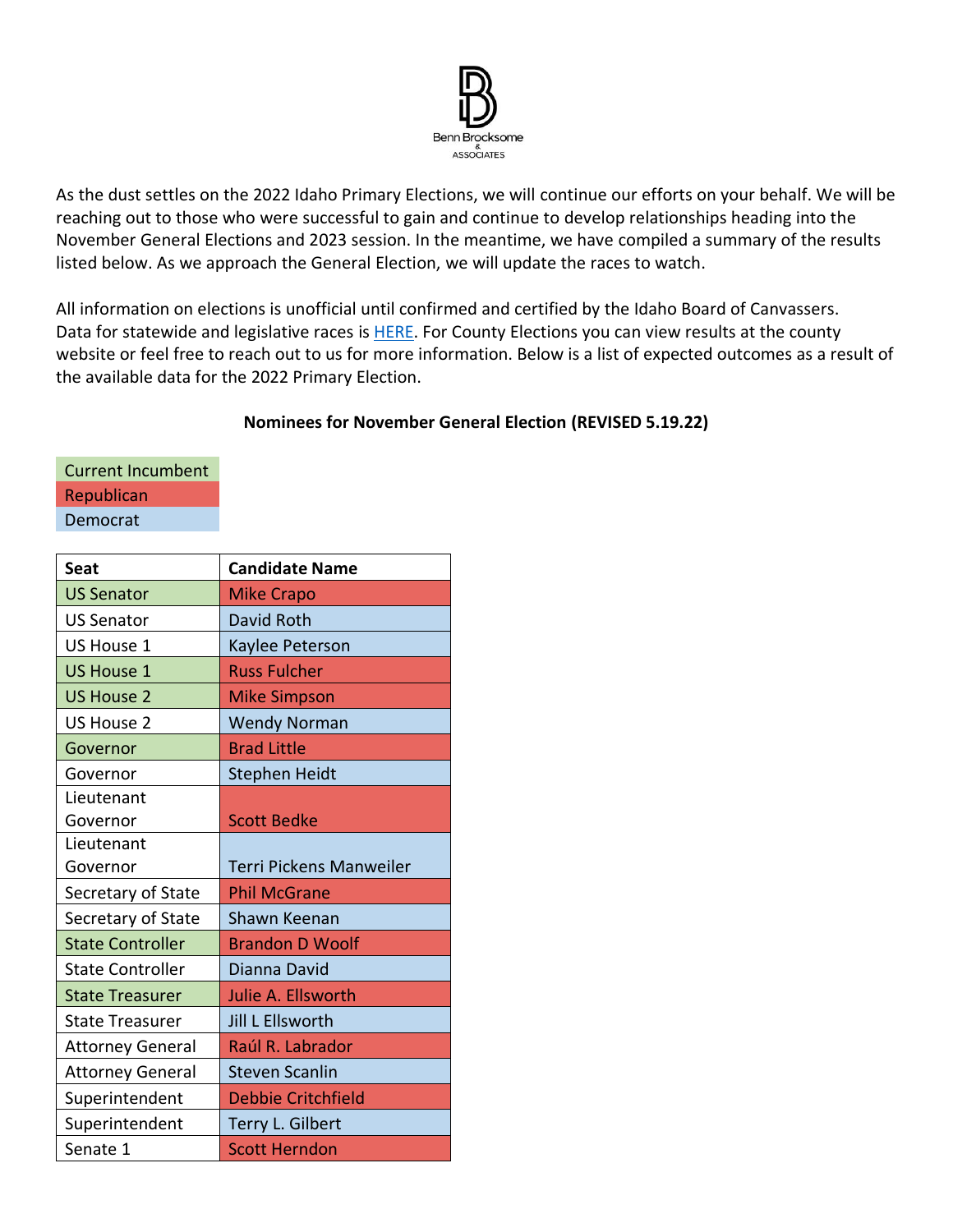Benn Brocksome & Associates

As the dust settles on the 2022 Idaho Primary Elections, we will continue our efforts on your behalf. We will be reaching out to those who were successful to gain and continue to develop relationships heading into the November General Elections and 2023 session. In the meantime, we have compiled a summary of the results listed below. As we approach the General Election, we will update the races to watch.

All information on elections is unofficial until confirmed and certified by the Idaho Board of Canvassers. Data for statewide and legislative races is HERE. For County Elections you can view results at the county website or feel free to reach out to us for more information. Below is a list of expected outcomes as a result of the available data for the 2022 Primary Election.

**Nominees for November General Election (REVISED 5.19.22)**

| Legend |
|---|
| Current Incumbent |
| Republican |
| Democrat |

| Seat | Candidate Name |
|---|---|
| US Senator | Mike Crapo |
| US Senator | David Roth |
| US House 1 | Kaylee Peterson |
| US House 1 | Russ Fulcher |
| US House 2 | Mike Simpson |
| US House 2 | Wendy Norman |
| Governor | Brad Little |
| Governor | Stephen Heidt |
| Lieutenant Governor | Scott Bedke |
| Lieutenant Governor | Terri Pickens Manweiler |
| Secretary of State | Phil McGrane |
| Secretary of State | Shawn Keenan |
| State Controller | Brandon D Woolf |
| State Controller | Dianna David |
| State Treasurer | Julie A. Ellsworth |
| State Treasurer | Jill L Ellsworth |
| Attorney General | Raúl R. Labrador |
| Attorney General | Steven Scanlin |
| Superintendent | Debbie Critchfield |
| Superintendent | Terry L. Gilbert |
| Senate 1 | Scott Herndon |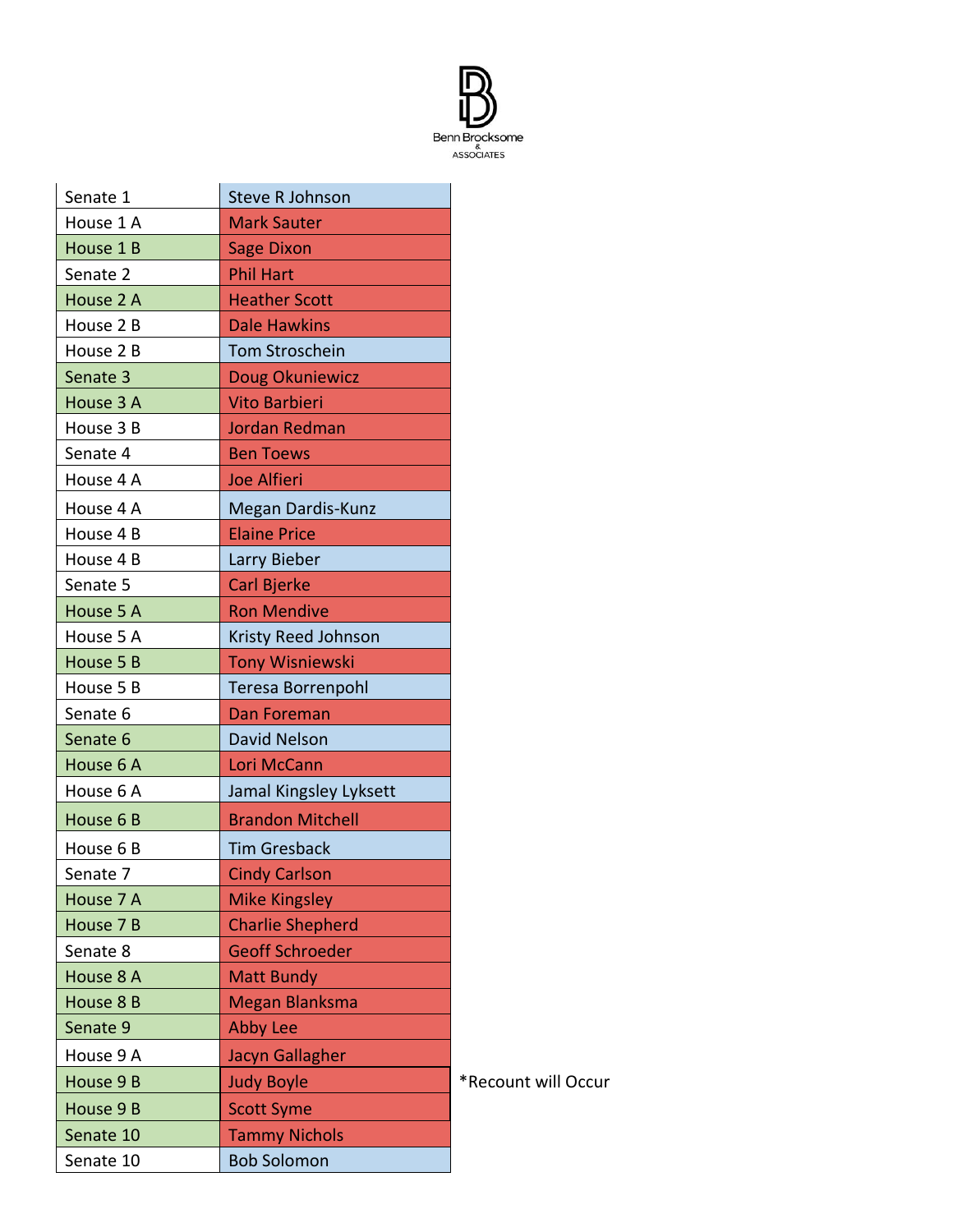Benn Brocksome & ASSOCIATES

| District | Name |
|---|---|
| Senate 1 | Steve R Johnson |
| House 1 A | Mark Sauter |
| House 1 B | Sage Dixon |
| Senate 2 | Phil Hart |
| House 2 A | Heather Scott |
| House 2 B | Dale Hawkins |
| House 2 B | Tom Stroschein |
| Senate 3 | Doug Okuniewicz |
| House 3 A | Vito Barbieri |
| House 3 B | Jordan Redman |
| Senate 4 | Ben Toews |
| House 4 A | Joe Alfieri |
| House 4 A | Megan Dardis-Kunz |
| House 4 B | Elaine Price |
| House 4 B | Larry Bieber |
| Senate 5 | Carl Bjerke |
| House 5 A | Ron Mendive |
| House 5 A | Kristy Reed Johnson |
| House 5 B | Tony Wisniewski |
| House 5 B | Teresa Borrenpohl |
| Senate 6 | Dan Foreman |
| Senate 6 | David Nelson |
| House 6 A | Lori McCann |
| House 6 A | Jamal Kingsley Lyksett |
| House 6 B | Brandon Mitchell |
| House 6 B | Tim Gresback |
| Senate 7 | Cindy Carlson |
| House 7 A | Mike Kingsley |
| House 7 B | Charlie Shepherd |
| Senate 8 | Geoff Schroeder |
| House 8 A | Matt Bundy |
| House 8 B | Megan Blanksma |
| Senate 9 | Abby Lee |
| House 9 A | Jacyn Gallagher |
| House 9 B | Judy Boyle |
| House 9 B | Scott Syme |
| Senate 10 | Tammy Nichols |
| Senate 10 | Bob Solomon |

*Recount will Occur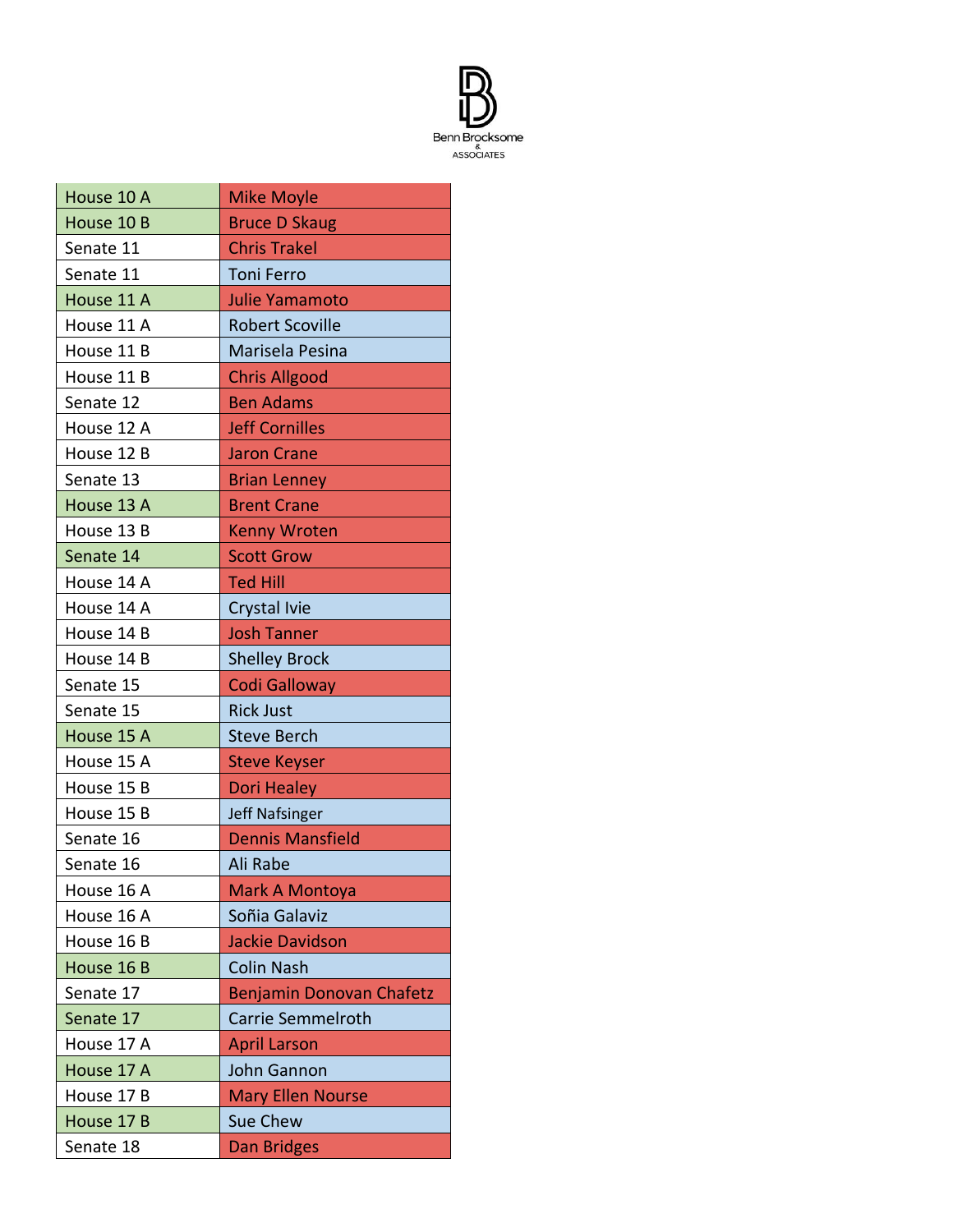| | |
|---|---|
| House 10 A | Mike Moyle |
| House 10 B | Bruce D Skaug |
| Senate 11 | Chris Trakel |
| Senate 11 | Toni Ferro |
| House 11 A | Julie Yamamoto |
| House 11 A | Robert Scoville |
| House 11 B | Marisela Pesina |
| House 11 B | Chris Allgood |
| Senate 12 | Ben Adams |
| House 12 A | Jeff Cornilles |
| House 12 B | Jaron Crane |
| Senate 13 | Brian Lenney |
| House 13 A | Brent Crane |
| House 13 B | Kenny Wroten |
| Senate 14 | Scott Grow |
| House 14 A | Ted Hill |
| House 14 A | Crystal Ivie |
| House 14 B | Josh Tanner |
| House 14 B | Shelley Brock |
| Senate 15 | Codi Galloway |
| Senate 15 | Rick Just |
| House 15 A | Steve Berch |
| House 15 A | Steve Keyser |
| House 15 B | Dori Healey |
| House 15 B | Jeff Nafsinger |
| Senate 16 | Dennis Mansfield |
| Senate 16 | Ali Rabe |
| House 16 A | Mark A Montoya |
| House 16 A | Soñia Galaviz |
| House 16 B | Jackie Davidson |
| House 16 B | Colin Nash |
| Senate 17 | Benjamin Donovan Chafetz |
| Senate 17 | Carrie Semmelroth |
| House 17 A | April Larson |
| House 17 A | John Gannon |
| House 17 B | Mary Ellen Nourse |
| House 17 B | Sue Chew |
| Senate 18 | Dan Bridges |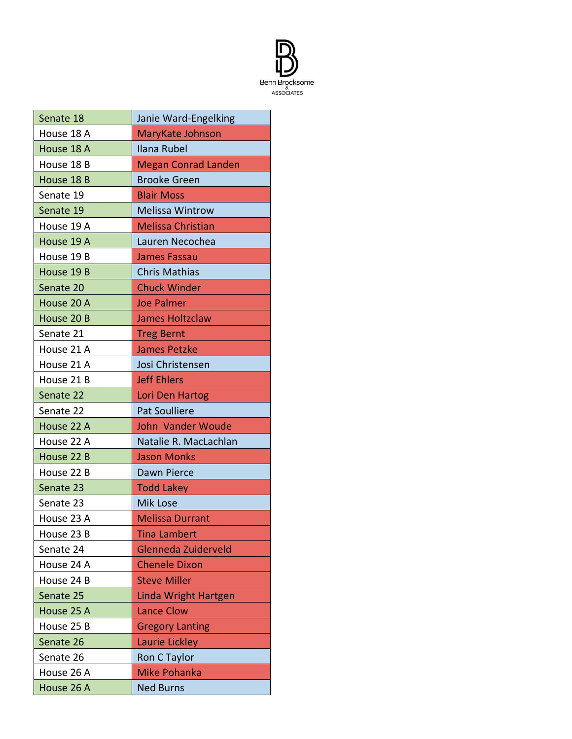| Senate 18 | Janie Ward-Engelking |
|---|---|
| House 18 A | MaryKate Johnson |
| House 18 A | Ilana Rubel |
| House 18 B | Megan Conrad Landen |
| House 18 B | Brooke Green |
| Senate 19 | Blair Moss |
| Senate 19 | Melissa Wintrow |
| House 19 A | Melissa Christian |
| House 19 A | Lauren Necochea |
| House 19 B | James Fassau |
| House 19 B | Chris Mathias |
| Senate 20 | Chuck Winder |
| House 20 A | Joe Palmer |
| House 20 B | James Holtzclaw |
| Senate 21 | Treg Bernt |
| House 21 A | James Petzke |
| House 21 A | Josi Christensen |
| House 21 B | Jeff Ehlers |
| Senate 22 | Lori Den Hartog |
| Senate 22 | Pat Soulliere |
| House 22 A | John Vander Woude |
| House 22 A | Natalie R. MacLachlan |
| House 22 B | Jason Monks |
| House 22 B | Dawn Pierce |
| Senate 23 | Todd Lakey |
| Senate 23 | Mik Lose |
| House 23 A | Melissa Durrant |
| House 23 B | Tina Lambert |
| Senate 24 | Glenneda Zuiderveld |
| House 24 A | Chenele Dixon |
| House 24 B | Steve Miller |
| Senate 25 | Linda Wright Hartgen |
| House 25 A | Lance Clow |
| House 25 B | Gregory Lanting |
| Senate 26 | Laurie Lickley |
| Senate 26 | Ron C Taylor |
| House 26 A | Mike Pohanka |
| House 26 A | Ned Burns |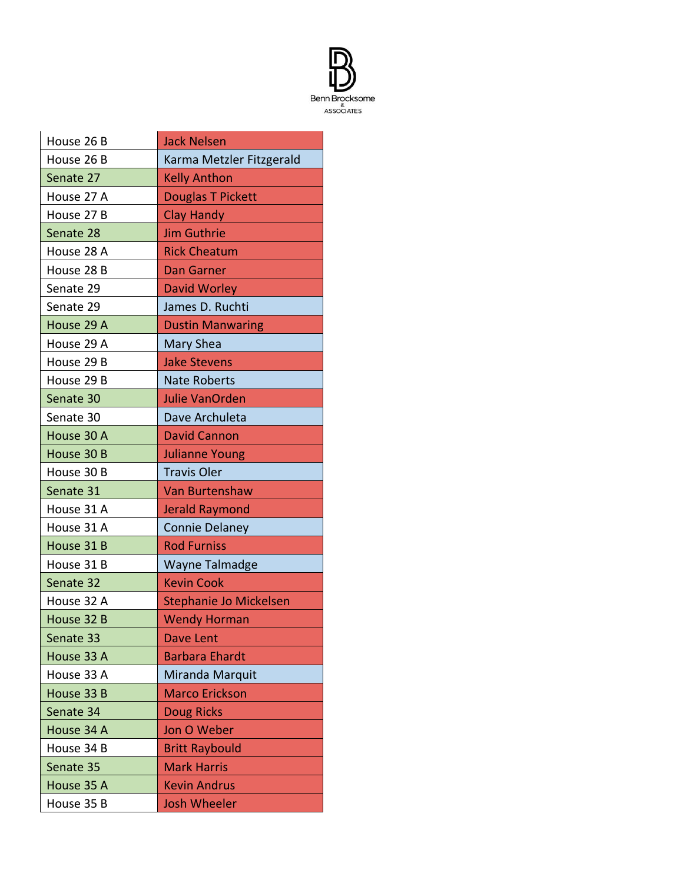Benn Brocksome & ASSOCIATES

| | |
|---|---|
| House 26 B | Jack Nelsen |
| House 26 B | Karma Metzler Fitzgerald |
| Senate 27 | Kelly Anthon |
| House 27 A | Douglas T Pickett |
| House 27 B | Clay Handy |
| Senate 28 | Jim Guthrie |
| House 28 A | Rick Cheatum |
| House 28 B | Dan Garner |
| Senate 29 | David Worley |
| Senate 29 | James D. Ruchti |
| House 29 A | Dustin Manwaring |
| House 29 A | Mary Shea |
| House 29 B | Jake Stevens |
| House 29 B | Nate Roberts |
| Senate 30 | Julie VanOrden |
| Senate 30 | Dave Archuleta |
| House 30 A | David Cannon |
| House 30 B | Julianne Young |
| House 30 B | Travis Oler |
| Senate 31 | Van Burtenshaw |
| House 31 A | Jerald Raymond |
| House 31 A | Connie Delaney |
| House 31 B | Rod Furniss |
| House 31 B | Wayne Talmadge |
| Senate 32 | Kevin Cook |
| House 32 A | Stephanie Jo Mickelsen |
| House 32 B | Wendy Horman |
| Senate 33 | Dave Lent |
| House 33 A | Barbara Ehardt |
| House 33 A | Miranda Marquit |
| House 33 B | Marco Erickson |
| Senate 34 | Doug Ricks |
| House 34 A | Jon O Weber |
| House 34 B | Britt Raybould |
| Senate 35 | Mark Harris |
| House 35 A | Kevin Andrus |
| House 35 B | Josh Wheeler |